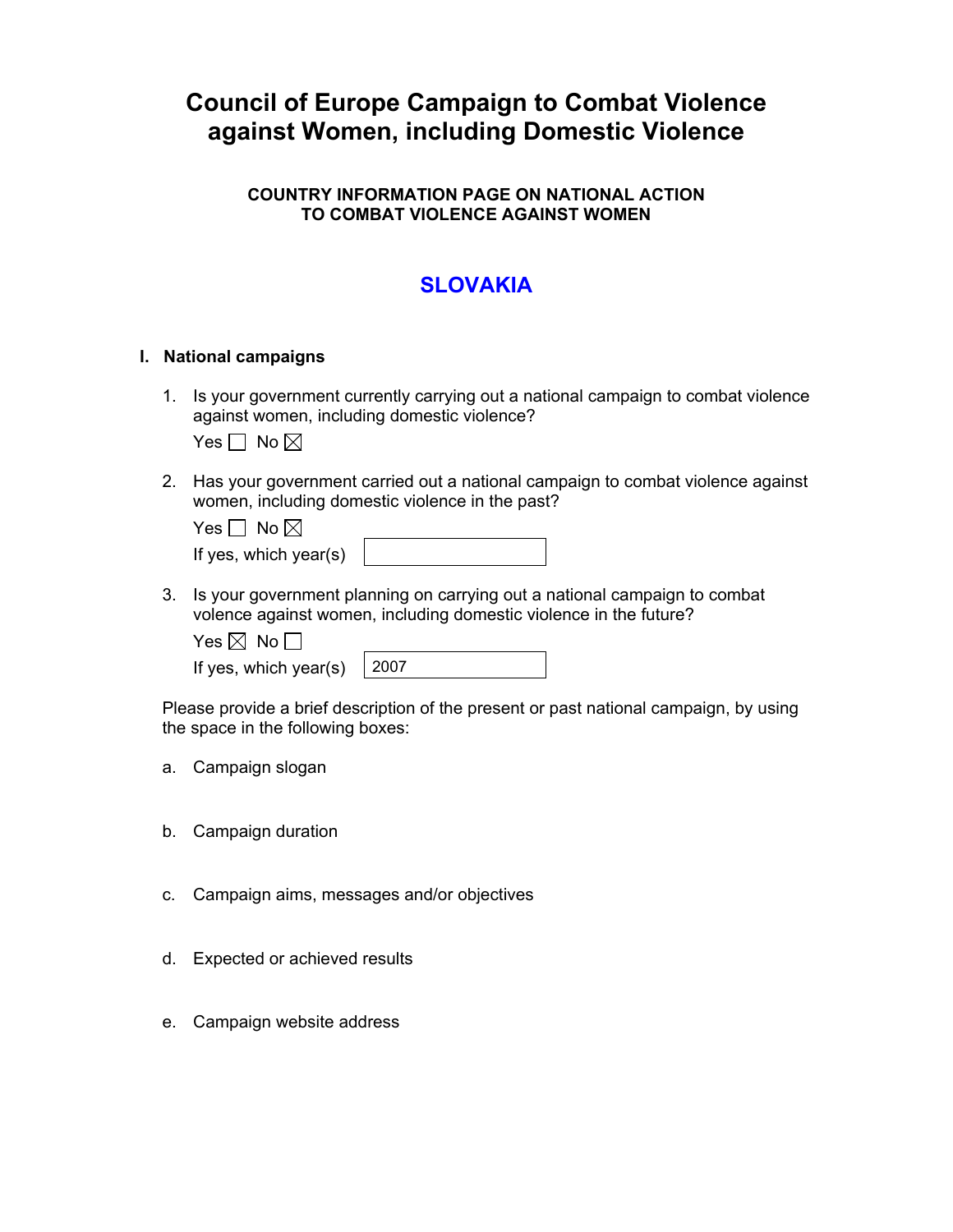# Council of Europe Campaign to Combat Violence against Women, including Domestic Violence

### COUNTRY INFORMATION PAGE ON NATIONAL ACTION TO COMBAT VIOLENCE AGAINST WOMEN

## SLOVAKIA

### I. National campaigns

1. Is your government currently carrying out a national campaign to combat violence against women, including domestic violence?

   Yes ☐ No ☒

2. Has your government carried out a national campaign to combat violence against women, including domestic violence in the past?

   Yes ☐ No ☒

   If yes, which year(s)

3. Is your government planning on carrying out a national campaign to combat volence against women, including domestic violence in the future?

   Yes ☒ No ☐

   If yes, which year(s) 2007

Please provide a brief description of the present or past national campaign, by using the space in the following boxes:

a. Campaign slogan

b. Campaign duration

c. Campaign aims, messages and/or objectives

d. Expected or achieved results

e. Campaign website address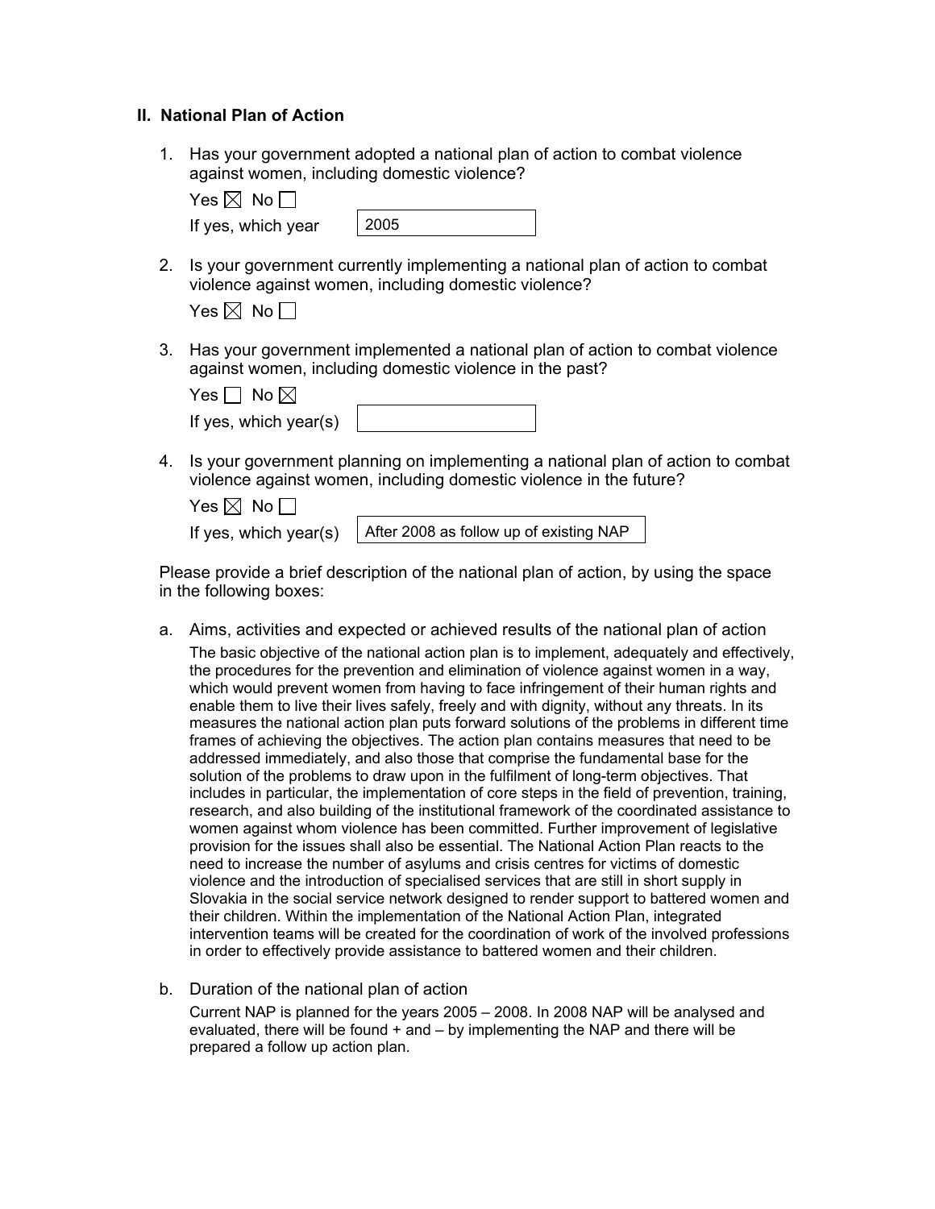## II. National Plan of Action

1. Has your government adopted a national plan of action to combat violence against women, including domestic violence?

   Yes ☒ No ☐

   If yes, which year: 2005

2. Is your government currently implementing a national plan of action to combat violence against women, including domestic violence?

   Yes ☒ No ☐

3. Has your government implemented a national plan of action to combat violence against women, including domestic violence in the past?

   Yes ☐ No ☒

   If yes, which year(s):

4. Is your government planning on implementing a national plan of action to combat violence against women, including domestic violence in the future?

   Yes ☒ No ☐

   If yes, which year(s): After 2008 as follow up of existing NAP

Please provide a brief description of the national plan of action, by using the space in the following boxes:

a. Aims, activities and expected or achieved results of the national plan of action

   The basic objective of the national action plan is to implement, adequately and effectively, the procedures for the prevention and elimination of violence against women in a way, which would prevent women from having to face infringement of their human rights and enable them to live their lives safely, freely and with dignity, without any threats. In its measures the national action plan puts forward solutions of the problems in different time frames of achieving the objectives. The action plan contains measures that need to be addressed immediately, and also those that comprise the fundamental base for the solution of the problems to draw upon in the fulfilment of long-term objectives. That includes in particular, the implementation of core steps in the field of prevention, training, research, and also building of the institutional framework of the coordinated assistance to women against whom violence has been committed. Further improvement of legislative provision for the issues shall also be essential. The National Action Plan reacts to the need to increase the number of asylums and crisis centres for victims of domestic violence and the introduction of specialised services that are still in short supply in Slovakia in the social service network designed to render support to battered women and their children. Within the implementation of the National Action Plan, integrated intervention teams will be created for the coordination of work of the involved professions in order to effectively provide assistance to battered women and their children.

b. Duration of the national plan of action

   Current NAP is planned for the years 2005 – 2008. In 2008 NAP will be analysed and evaluated, there will be found + and – by implementing the NAP and there will be prepared a follow up action plan.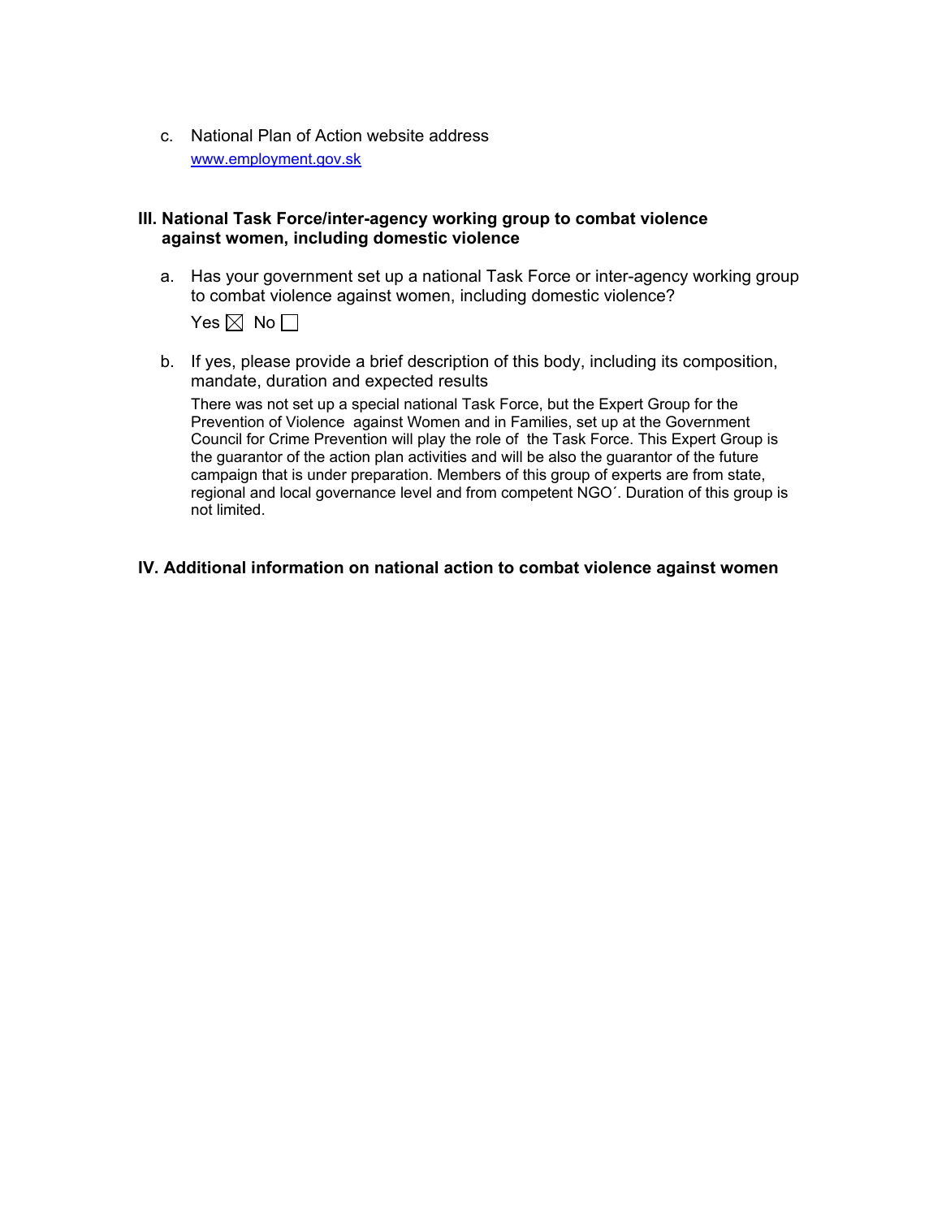c. National Plan of Action website address
   www.employment.gov.sk

### III. National Task Force/inter-agency working group to combat violence against women, including domestic violence

a. Has your government set up a national Task Force or inter-agency working group to combat violence against women, including domestic violence?

   Yes ☒ No ☐

b. If yes, please provide a brief description of this body, including its composition, mandate, duration and expected results

   There was not set up a special national Task Force, but the Expert Group for the Prevention of Violence against Women and in Families, set up at the Government Council for Crime Prevention will play the role of the Task Force. This Expert Group is the guarantor of the action plan activities and will be also the guarantor of the future campaign that is under preparation. Members of this group of experts are from state, regional and local governance level and from competent NGO´. Duration of this group is not limited.

### IV. Additional information on national action to combat violence against women